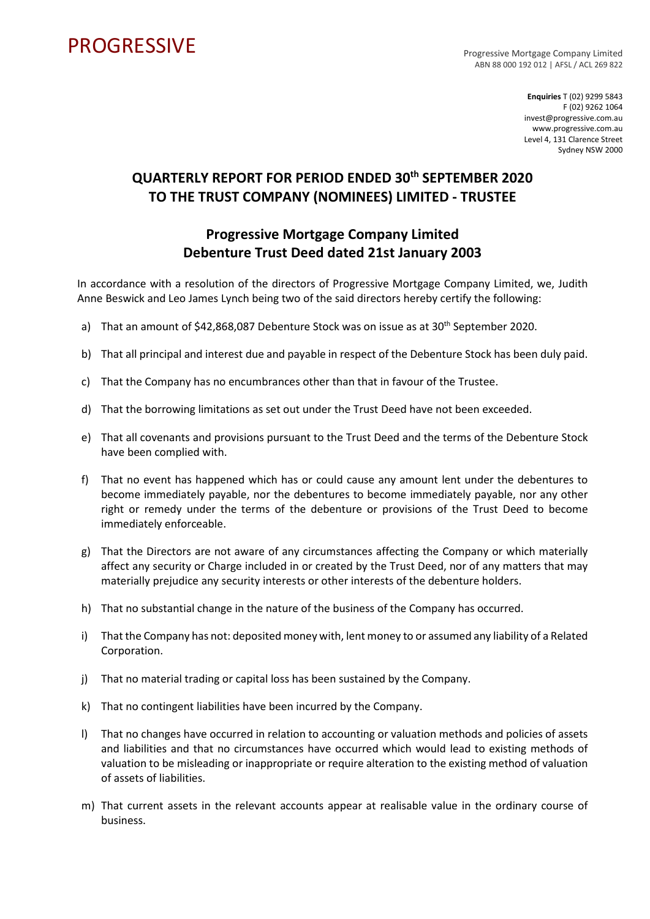PROGRESSIVE

Progressive Mortgage Company Limited
ABN 88 000 192 012 | AFSL / ACL 269 822

**Enquiries** T (02) 9299 5843
F (02) 9262 1064
invest@progressive.com.au
www.progressive.com.au
Level 4, 131 Clarence Street
Sydney NSW 2000

## QUARTERLY REPORT FOR PERIOD ENDED 30th SEPTEMBER 2020 TO THE TRUST COMPANY (NOMINEES) LIMITED - TRUSTEE

## Progressive Mortgage Company Limited Debenture Trust Deed dated 21st January 2003

In accordance with a resolution of the directors of Progressive Mortgage Company Limited, we, Judith Anne Beswick and Leo James Lynch being two of the said directors hereby certify the following:

a) That an amount of $42,868,087 Debenture Stock was on issue as at 30th September 2020.

b) That all principal and interest due and payable in respect of the Debenture Stock has been duly paid.

c) That the Company has no encumbrances other than that in favour of the Trustee.

d) That the borrowing limitations as set out under the Trust Deed have not been exceeded.

e) That all covenants and provisions pursuant to the Trust Deed and the terms of the Debenture Stock have been complied with.

f) That no event has happened which has or could cause any amount lent under the debentures to become immediately payable, nor the debentures to become immediately payable, nor any other right or remedy under the terms of the debenture or provisions of the Trust Deed to become immediately enforceable.

g) That the Directors are not aware of any circumstances affecting the Company or which materially affect any security or Charge included in or created by the Trust Deed, nor of any matters that may materially prejudice any security interests or other interests of the debenture holders.

h) That no substantial change in the nature of the business of the Company has occurred.

i) That the Company has not: deposited money with, lent money to or assumed any liability of a Related Corporation.

j) That no material trading or capital loss has been sustained by the Company.

k) That no contingent liabilities have been incurred by the Company.

l) That no changes have occurred in relation to accounting or valuation methods and policies of assets and liabilities and that no circumstances have occurred which would lead to existing methods of valuation to be misleading or inappropriate or require alteration to the existing method of valuation of assets of liabilities.

m) That current assets in the relevant accounts appear at realisable value in the ordinary course of business.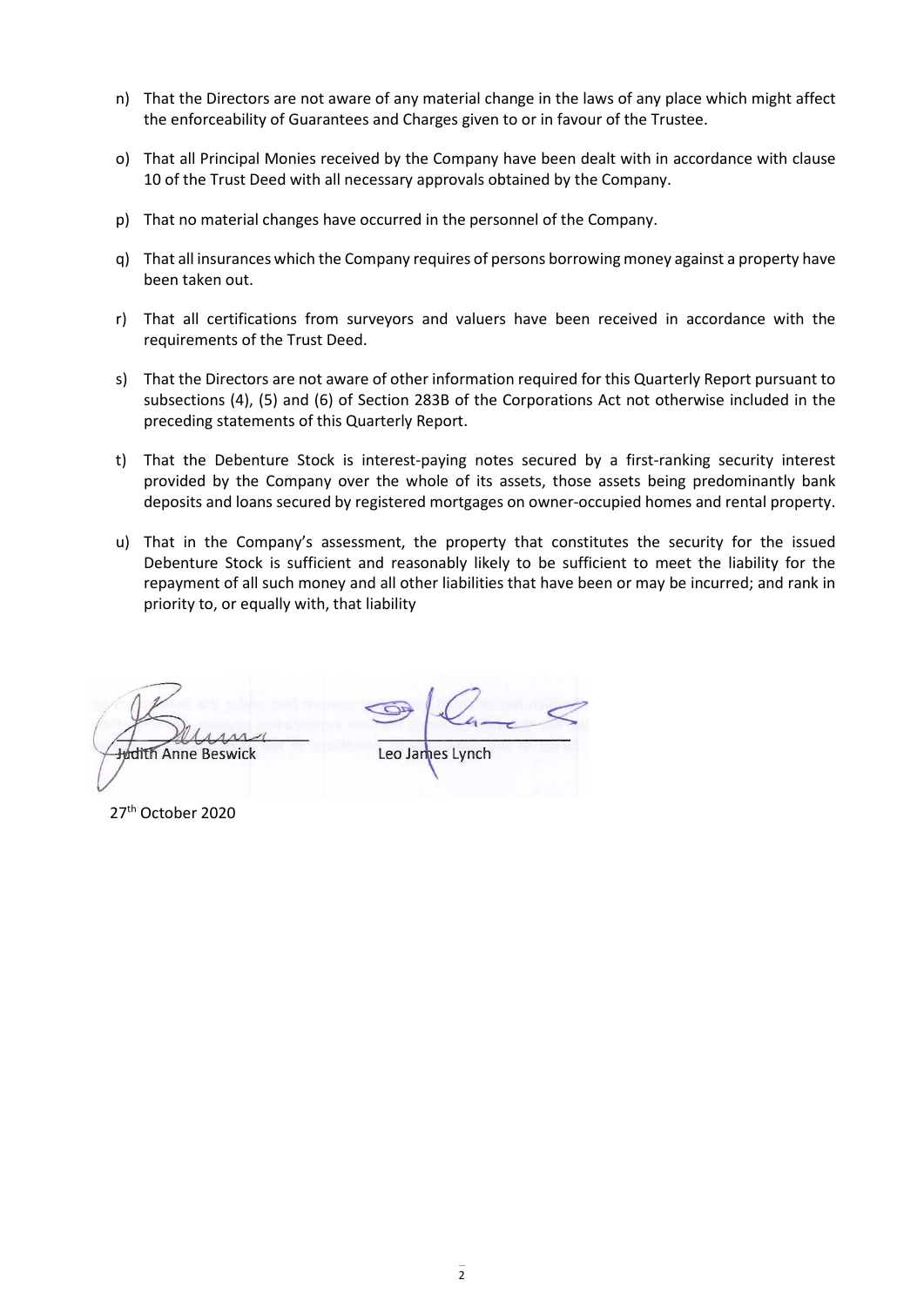n) That the Directors are not aware of any material change in the laws of any place which might affect the enforceability of Guarantees and Charges given to or in favour of the Trustee.

o) That all Principal Monies received by the Company have been dealt with in accordance with clause 10 of the Trust Deed with all necessary approvals obtained by the Company.

p) That no material changes have occurred in the personnel of the Company.

q) That all insurances which the Company requires of persons borrowing money against a property have been taken out.

r) That all certifications from surveyors and valuers have been received in accordance with the requirements of the Trust Deed.

s) That the Directors are not aware of other information required for this Quarterly Report pursuant to subsections (4), (5) and (6) of Section 283B of the Corporations Act not otherwise included in the preceding statements of this Quarterly Report.

t) That the Debenture Stock is interest-paying notes secured by a first-ranking security interest provided by the Company over the whole of its assets, those assets being predominantly bank deposits and loans secured by registered mortgages on owner-occupied homes and rental property.

u) That in the Company's assessment, the property that constitutes the security for the issued Debenture Stock is sufficient and reasonably likely to be sufficient to meet the liability for the repayment of all such money and all other liabilities that have been or may be incurred; and rank in priority to, or equally with, that liability

Judith Anne Beswick

Leo James Lynch

27th October 2020